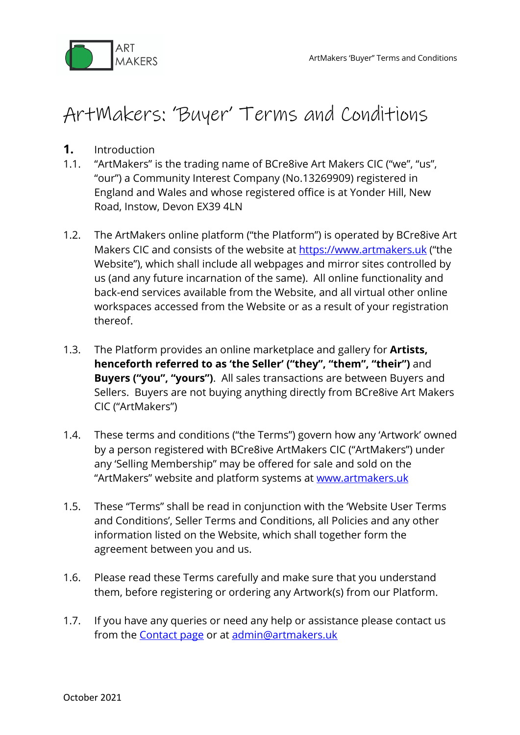# ArtMakers: 'Buyer' Terms and Conditions

**1.** Introduction

1.1. "ArtMakers" is the trading name of BCre8ive Art Makers CIC ("we", "us", "our") a Community Interest Company (No.13269909) registered in England and Wales and whose registered office is at Yonder Hill, New Road, Instow, Devon EX39 4LN

1.2. The ArtMakers online platform ("the Platform") is operated by BCre8ive Art Makers CIC and consists of the website at https://www.artmakers.uk ("the Website"), which shall include all webpages and mirror sites controlled by us (and any future incarnation of the same). All online functionality and back-end services available from the Website, and all virtual other online workspaces accessed from the Website or as a result of your registration thereof.

1.3. The Platform provides an online marketplace and gallery for **Artists, henceforth referred to as 'the Seller' ("they", "them", "their")** and **Buyers ("you", "yours")**. All sales transactions are between Buyers and Sellers. Buyers are not buying anything directly from BCre8ive Art Makers CIC ("ArtMakers")

1.4. These terms and conditions ("the Terms") govern how any 'Artwork' owned by a person registered with BCre8ive ArtMakers CIC ("ArtMakers") under any 'Selling Membership" may be offered for sale and sold on the "ArtMakers" website and platform systems at www.artmakers.uk

1.5. These "Terms" shall be read in conjunction with the 'Website User Terms and Conditions', Seller Terms and Conditions, all Policies and any other information listed on the Website, which shall together form the agreement between you and us.

1.6. Please read these Terms carefully and make sure that you understand them, before registering or ordering any Artwork(s) from our Platform.

1.7. If you have any queries or need any help or assistance please contact us from the Contact page or at admin@artmakers.uk

October 2021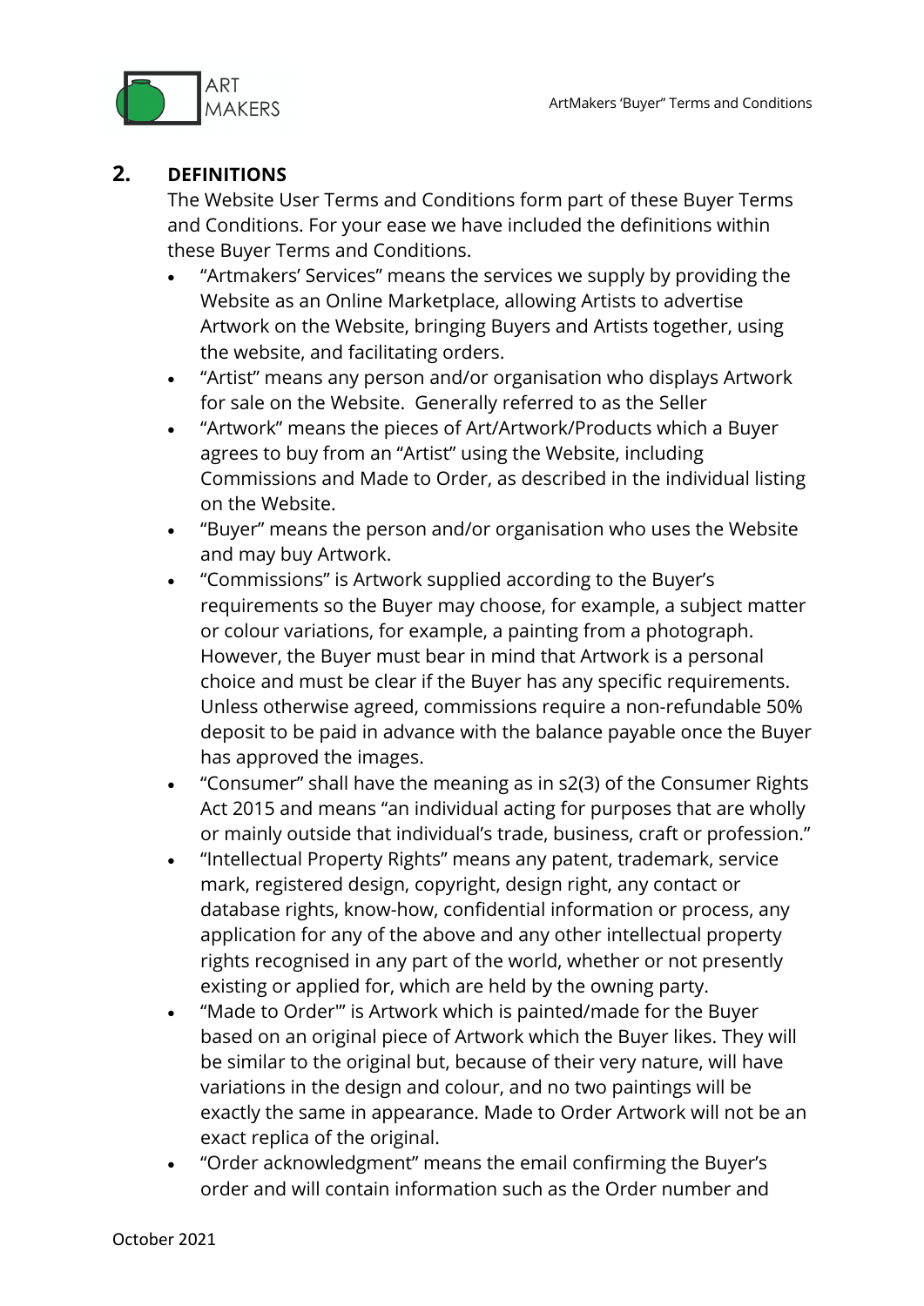## 2. DEFINITIONS

The Website User Terms and Conditions form part of these Buyer Terms and Conditions. For your ease we have included the definitions within these Buyer Terms and Conditions.

- "Artmakers' Services" means the services we supply by providing the Website as an Online Marketplace, allowing Artists to advertise Artwork on the Website, bringing Buyers and Artists together, using the website, and facilitating orders.
- "Artist" means any person and/or organisation who displays Artwork for sale on the Website. Generally referred to as the Seller
- "Artwork" means the pieces of Art/Artwork/Products which a Buyer agrees to buy from an "Artist" using the Website, including Commissions and Made to Order, as described in the individual listing on the Website.
- "Buyer" means the person and/or organisation who uses the Website and may buy Artwork.
- "Commissions" is Artwork supplied according to the Buyer's requirements so the Buyer may choose, for example, a subject matter or colour variations, for example, a painting from a photograph. However, the Buyer must bear in mind that Artwork is a personal choice and must be clear if the Buyer has any specific requirements. Unless otherwise agreed, commissions require a non-refundable 50% deposit to be paid in advance with the balance payable once the Buyer has approved the images.
- "Consumer" shall have the meaning as in s2(3) of the Consumer Rights Act 2015 and means "an individual acting for purposes that are wholly or mainly outside that individual's trade, business, craft or profession."
- "Intellectual Property Rights" means any patent, trademark, service mark, registered design, copyright, design right, any contact or database rights, know-how, confidential information or process, any application for any of the above and any other intellectual property rights recognised in any part of the world, whether or not presently existing or applied for, which are held by the owning party.
- "Made to Order'" is Artwork which is painted/made for the Buyer based on an original piece of Artwork which the Buyer likes. They will be similar to the original but, because of their very nature, will have variations in the design and colour, and no two paintings will be exactly the same in appearance. Made to Order Artwork will not be an exact replica of the original.
- "Order acknowledgment" means the email confirming the Buyer's order and will contain information such as the Order number and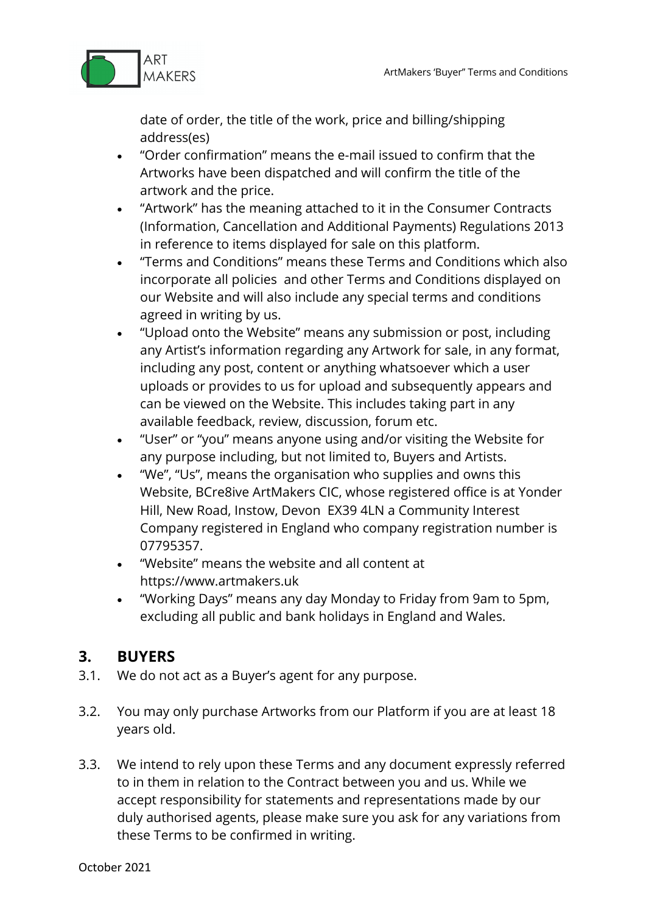date of order, the title of the work, price and billing/shipping address(es)

- "Order confirmation" means the e-mail issued to confirm that the Artworks have been dispatched and will confirm the title of the artwork and the price.
- "Artwork" has the meaning attached to it in the Consumer Contracts (Information, Cancellation and Additional Payments) Regulations 2013 in reference to items displayed for sale on this platform.
- "Terms and Conditions" means these Terms and Conditions which also incorporate all policies and other Terms and Conditions displayed on our Website and will also include any special terms and conditions agreed in writing by us.
- "Upload onto the Website" means any submission or post, including any Artist's information regarding any Artwork for sale, in any format, including any post, content or anything whatsoever which a user uploads or provides to us for upload and subsequently appears and can be viewed on the Website. This includes taking part in any available feedback, review, discussion, forum etc.
- "User" or "you" means anyone using and/or visiting the Website for any purpose including, but not limited to, Buyers and Artists.
- "We", "Us", means the organisation who supplies and owns this Website, BCre8ive ArtMakers CIC, whose registered office is at Yonder Hill, New Road, Instow, Devon EX39 4LN a Community Interest Company registered in England who company registration number is 07795357.
- "Website" means the website and all content at https://www.artmakers.uk
- "Working Days" means any day Monday to Friday from 9am to 5pm, excluding all public and bank holidays in England and Wales.

## 3. BUYERS

3.1. We do not act as a Buyer's agent for any purpose.

3.2. You may only purchase Artworks from our Platform if you are at least 18 years old.

3.3. We intend to rely upon these Terms and any document expressly referred to in them in relation to the Contract between you and us. While we accept responsibility for statements and representations made by our duly authorised agents, please make sure you ask for any variations from these Terms to be confirmed in writing.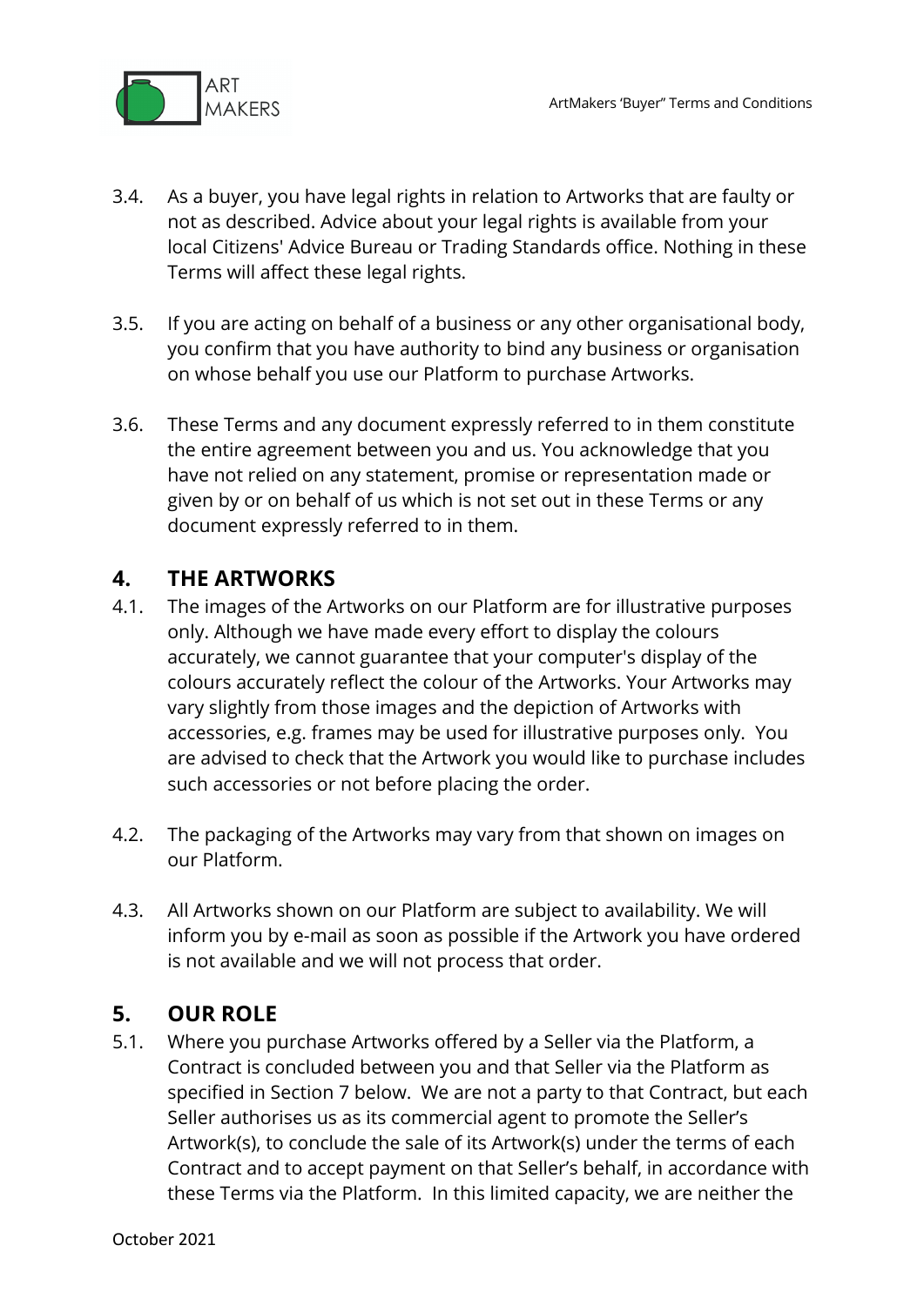3.4. As a buyer, you have legal rights in relation to Artworks that are faulty or not as described. Advice about your legal rights is available from your local Citizens' Advice Bureau or Trading Standards office. Nothing in these Terms will affect these legal rights.

3.5. If you are acting on behalf of a business or any other organisational body, you confirm that you have authority to bind any business or organisation on whose behalf you use our Platform to purchase Artworks.

3.6. These Terms and any document expressly referred to in them constitute the entire agreement between you and us. You acknowledge that you have not relied on any statement, promise or representation made or given by or on behalf of us which is not set out in these Terms or any document expressly referred to in them.

## 4. THE ARTWORKS

4.1. The images of the Artworks on our Platform are for illustrative purposes only. Although we have made every effort to display the colours accurately, we cannot guarantee that your computer's display of the colours accurately reflect the colour of the Artworks. Your Artworks may vary slightly from those images and the depiction of Artworks with accessories, e.g. frames may be used for illustrative purposes only. You are advised to check that the Artwork you would like to purchase includes such accessories or not before placing the order.

4.2. The packaging of the Artworks may vary from that shown on images on our Platform.

4.3. All Artworks shown on our Platform are subject to availability. We will inform you by e-mail as soon as possible if the Artwork you have ordered is not available and we will not process that order.

## 5. OUR ROLE

5.1. Where you purchase Artworks offered by a Seller via the Platform, a Contract is concluded between you and that Seller via the Platform as specified in Section 7 below. We are not a party to that Contract, but each Seller authorises us as its commercial agent to promote the Seller's Artwork(s), to conclude the sale of its Artwork(s) under the terms of each Contract and to accept payment on that Seller's behalf, in accordance with these Terms via the Platform. In this limited capacity, we are neither the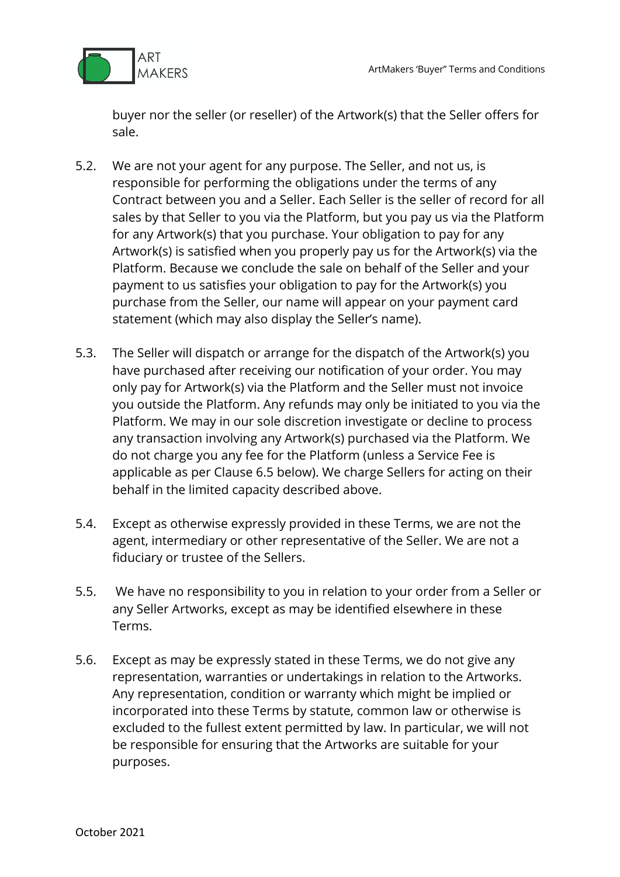buyer nor the seller (or reseller) of the Artwork(s) that the Seller offers for sale.

5.2. We are not your agent for any purpose. The Seller, and not us, is responsible for performing the obligations under the terms of any Contract between you and a Seller. Each Seller is the seller of record for all sales by that Seller to you via the Platform, but you pay us via the Platform for any Artwork(s) that you purchase. Your obligation to pay for any Artwork(s) is satisfied when you properly pay us for the Artwork(s) via the Platform. Because we conclude the sale on behalf of the Seller and your payment to us satisfies your obligation to pay for the Artwork(s) you purchase from the Seller, our name will appear on your payment card statement (which may also display the Seller's name).

5.3. The Seller will dispatch or arrange for the dispatch of the Artwork(s) you have purchased after receiving our notification of your order. You may only pay for Artwork(s) via the Platform and the Seller must not invoice you outside the Platform. Any refunds may only be initiated to you via the Platform. We may in our sole discretion investigate or decline to process any transaction involving any Artwork(s) purchased via the Platform. We do not charge you any fee for the Platform (unless a Service Fee is applicable as per Clause 6.5 below). We charge Sellers for acting on their behalf in the limited capacity described above.

5.4. Except as otherwise expressly provided in these Terms, we are not the agent, intermediary or other representative of the Seller. We are not a fiduciary or trustee of the Sellers.

5.5. We have no responsibility to you in relation to your order from a Seller or any Seller Artworks, except as may be identified elsewhere in these Terms.

5.6. Except as may be expressly stated in these Terms, we do not give any representation, warranties or undertakings in relation to the Artworks. Any representation, condition or warranty which might be implied or incorporated into these Terms by statute, common law or otherwise is excluded to the fullest extent permitted by law. In particular, we will not be responsible for ensuring that the Artworks are suitable for your purposes.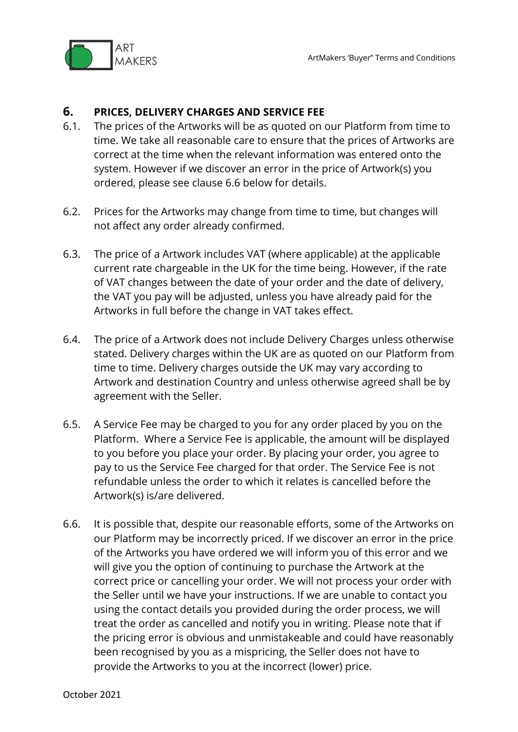## 6. PRICES, DELIVERY CHARGES AND SERVICE FEE

6.1. The prices of the Artworks will be as quoted on our Platform from time to time. We take all reasonable care to ensure that the prices of Artworks are correct at the time when the relevant information was entered onto the system. However if we discover an error in the price of Artwork(s) you ordered, please see clause 6.6 below for details.

6.2. Prices for the Artworks may change from time to time, but changes will not affect any order already confirmed.

6.3. The price of a Artwork includes VAT (where applicable) at the applicable current rate chargeable in the UK for the time being. However, if the rate of VAT changes between the date of your order and the date of delivery, the VAT you pay will be adjusted, unless you have already paid for the Artworks in full before the change in VAT takes effect.

6.4. The price of a Artwork does not include Delivery Charges unless otherwise stated. Delivery charges within the UK are as quoted on our Platform from time to time. Delivery charges outside the UK may vary according to Artwork and destination Country and unless otherwise agreed shall be by agreement with the Seller.

6.5. A Service Fee may be charged to you for any order placed by you on the Platform. Where a Service Fee is applicable, the amount will be displayed to you before you place your order. By placing your order, you agree to pay to us the Service Fee charged for that order. The Service Fee is not refundable unless the order to which it relates is cancelled before the Artwork(s) is/are delivered.

6.6. It is possible that, despite our reasonable efforts, some of the Artworks on our Platform may be incorrectly priced. If we discover an error in the price of the Artworks you have ordered we will inform you of this error and we will give you the option of continuing to purchase the Artwork at the correct price or cancelling your order. We will not process your order with the Seller until we have your instructions. If we are unable to contact you using the contact details you provided during the order process, we will treat the order as cancelled and notify you in writing. Please note that if the pricing error is obvious and unmistakeable and could have reasonably been recognised by you as a mispricing, the Seller does not have to provide the Artworks to you at the incorrect (lower) price.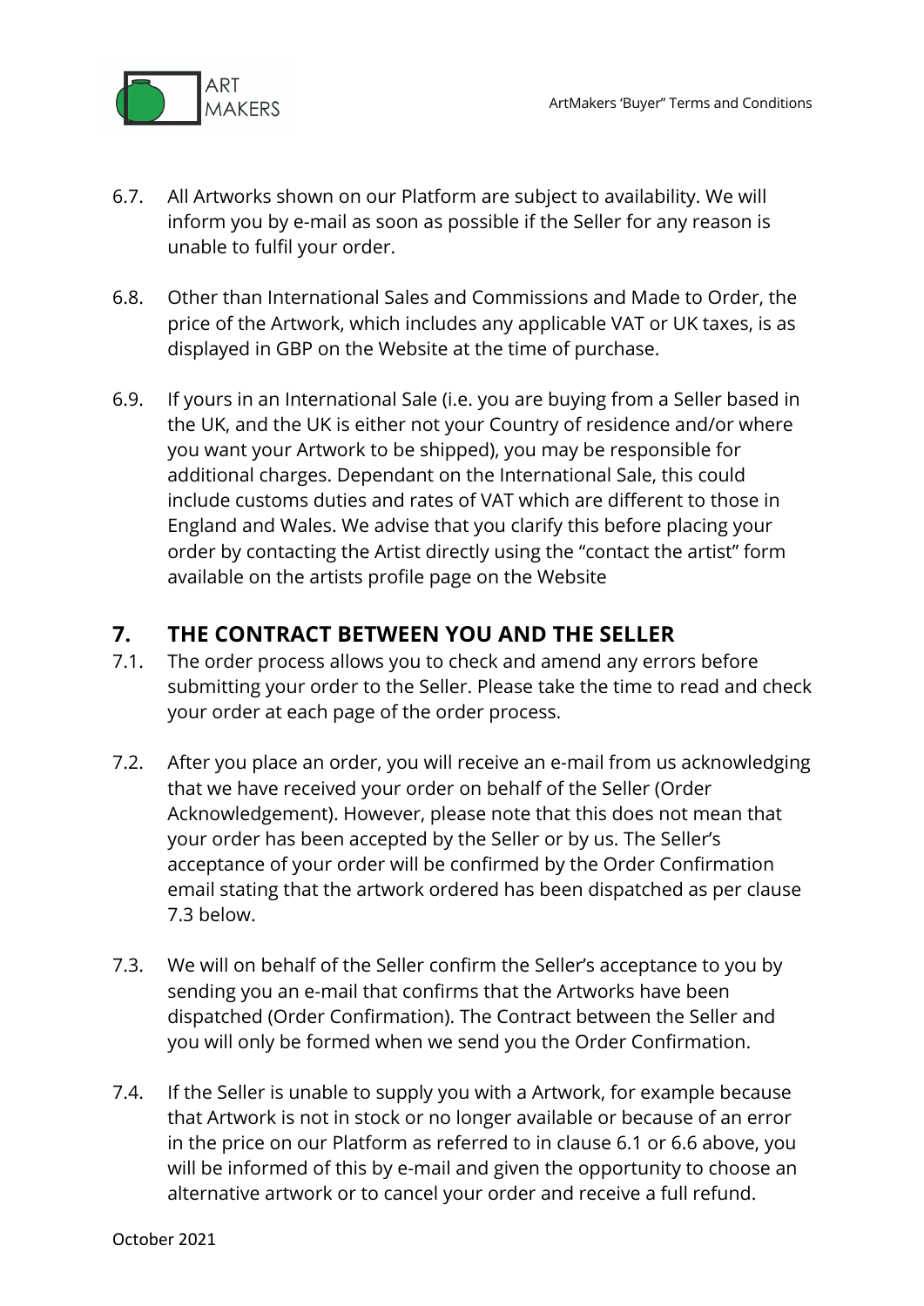6.7. All Artworks shown on our Platform are subject to availability. We will inform you by e-mail as soon as possible if the Seller for any reason is unable to fulfil your order.

6.8. Other than International Sales and Commissions and Made to Order, the price of the Artwork, which includes any applicable VAT or UK taxes, is as displayed in GBP on the Website at the time of purchase.

6.9. If yours in an International Sale (i.e. you are buying from a Seller based in the UK, and the UK is either not your Country of residence and/or where you want your Artwork to be shipped), you may be responsible for additional charges. Dependant on the International Sale, this could include customs duties and rates of VAT which are different to those in England and Wales. We advise that you clarify this before placing your order by contacting the Artist directly using the "contact the artist" form available on the artists profile page on the Website

## 7. THE CONTRACT BETWEEN YOU AND THE SELLER

7.1. The order process allows you to check and amend any errors before submitting your order to the Seller. Please take the time to read and check your order at each page of the order process.

7.2. After you place an order, you will receive an e-mail from us acknowledging that we have received your order on behalf of the Seller (Order Acknowledgement). However, please note that this does not mean that your order has been accepted by the Seller or by us. The Seller's acceptance of your order will be confirmed by the Order Confirmation email stating that the artwork ordered has been dispatched as per clause 7.3 below.

7.3. We will on behalf of the Seller confirm the Seller's acceptance to you by sending you an e-mail that confirms that the Artworks have been dispatched (Order Confirmation). The Contract between the Seller and you will only be formed when we send you the Order Confirmation.

7.4. If the Seller is unable to supply you with a Artwork, for example because that Artwork is not in stock or no longer available or because of an error in the price on our Platform as referred to in clause 6.1 or 6.6 above, you will be informed of this by e-mail and given the opportunity to choose an alternative artwork or to cancel your order and receive a full refund.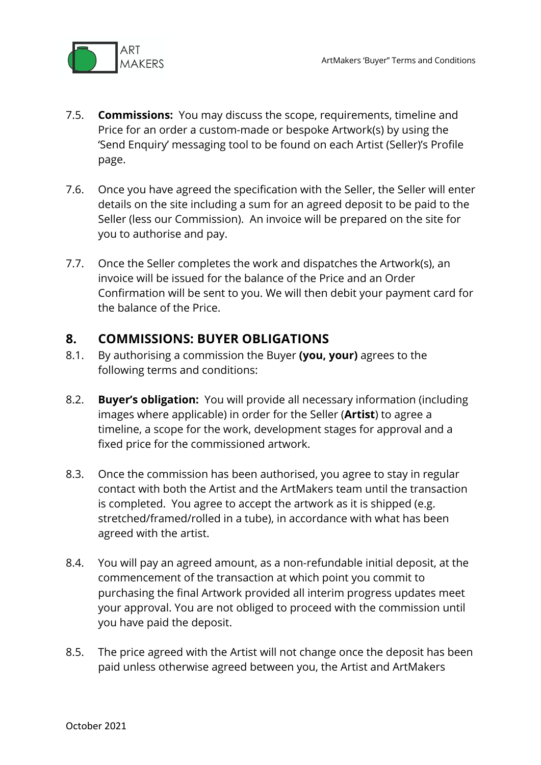7.5. **Commissions:** You may discuss the scope, requirements, timeline and Price for an order a custom-made or bespoke Artwork(s) by using the 'Send Enquiry' messaging tool to be found on each Artist (Seller)'s Profile page.

7.6. Once you have agreed the specification with the Seller, the Seller will enter details on the site including a sum for an agreed deposit to be paid to the Seller (less our Commission). An invoice will be prepared on the site for you to authorise and pay.

7.7. Once the Seller completes the work and dispatches the Artwork(s), an invoice will be issued for the balance of the Price and an Order Confirmation will be sent to you. We will then debit your payment card for the balance of the Price.

## 8. COMMISSIONS: BUYER OBLIGATIONS

8.1. By authorising a commission the Buyer **(you, your)** agrees to the following terms and conditions:

8.2. **Buyer's obligation:** You will provide all necessary information (including images where applicable) in order for the Seller (**Artist**) to agree a timeline, a scope for the work, development stages for approval and a fixed price for the commissioned artwork.

8.3. Once the commission has been authorised, you agree to stay in regular contact with both the Artist and the ArtMakers team until the transaction is completed. You agree to accept the artwork as it is shipped (e.g. stretched/framed/rolled in a tube), in accordance with what has been agreed with the artist.

8.4. You will pay an agreed amount, as a non-refundable initial deposit, at the commencement of the transaction at which point you commit to purchasing the final Artwork provided all interim progress updates meet your approval. You are not obliged to proceed with the commission until you have paid the deposit.

8.5. The price agreed with the Artist will not change once the deposit has been paid unless otherwise agreed between you, the Artist and ArtMakers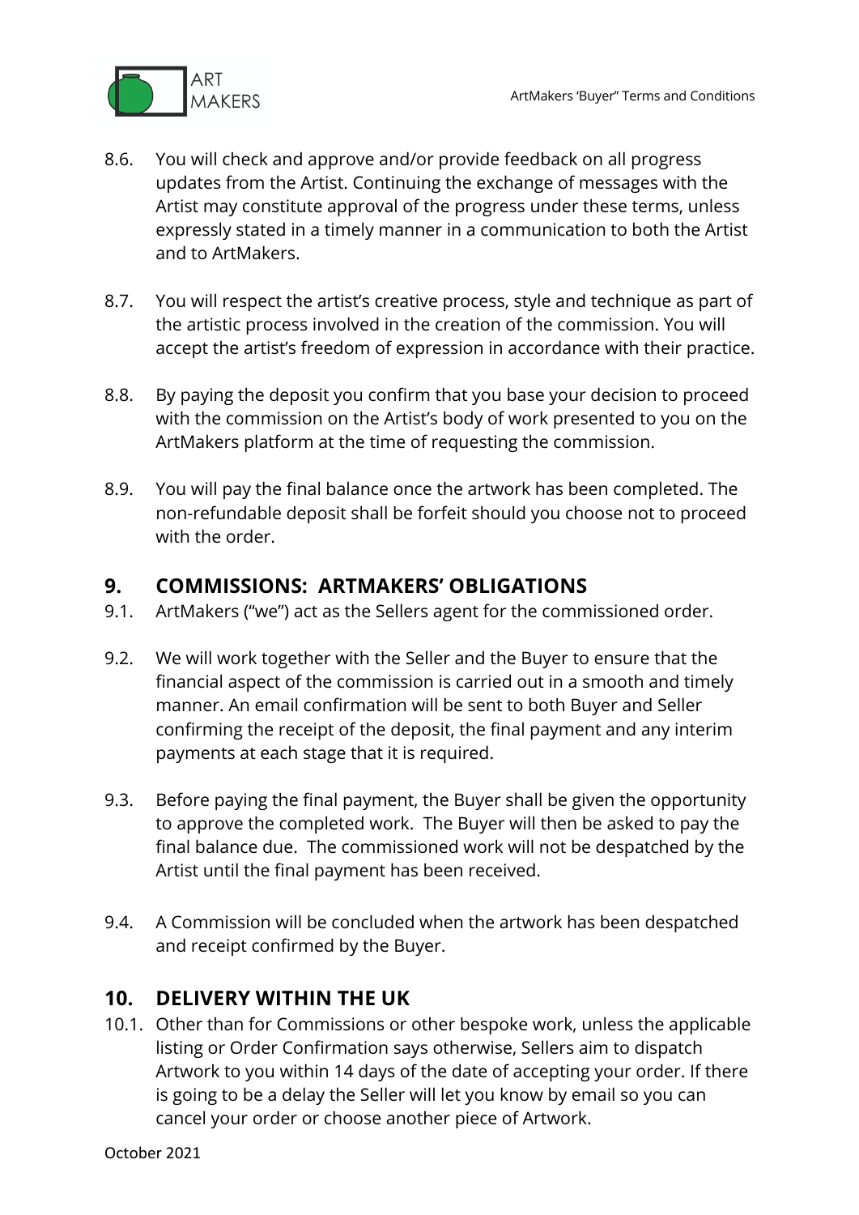8.6. You will check and approve and/or provide feedback on all progress updates from the Artist. Continuing the exchange of messages with the Artist may constitute approval of the progress under these terms, unless expressly stated in a timely manner in a communication to both the Artist and to ArtMakers.

8.7. You will respect the artist's creative process, style and technique as part of the artistic process involved in the creation of the commission. You will accept the artist's freedom of expression in accordance with their practice.

8.8. By paying the deposit you confirm that you base your decision to proceed with the commission on the Artist's body of work presented to you on the ArtMakers platform at the time of requesting the commission.

8.9. You will pay the final balance once the artwork has been completed. The non-refundable deposit shall be forfeit should you choose not to proceed with the order.

## 9. COMMISSIONS: ARTMAKERS' OBLIGATIONS

9.1. ArtMakers ("we") act as the Sellers agent for the commissioned order.

9.2. We will work together with the Seller and the Buyer to ensure that the financial aspect of the commission is carried out in a smooth and timely manner. An email confirmation will be sent to both Buyer and Seller confirming the receipt of the deposit, the final payment and any interim payments at each stage that it is required.

9.3. Before paying the final payment, the Buyer shall be given the opportunity to approve the completed work. The Buyer will then be asked to pay the final balance due. The commissioned work will not be despatched by the Artist until the final payment has been received.

9.4. A Commission will be concluded when the artwork has been despatched and receipt confirmed by the Buyer.

## 10. DELIVERY WITHIN THE UK

10.1. Other than for Commissions or other bespoke work, unless the applicable listing or Order Confirmation says otherwise, Sellers aim to dispatch Artwork to you within 14 days of the date of accepting your order. If there is going to be a delay the Seller will let you know by email so you can cancel your order or choose another piece of Artwork.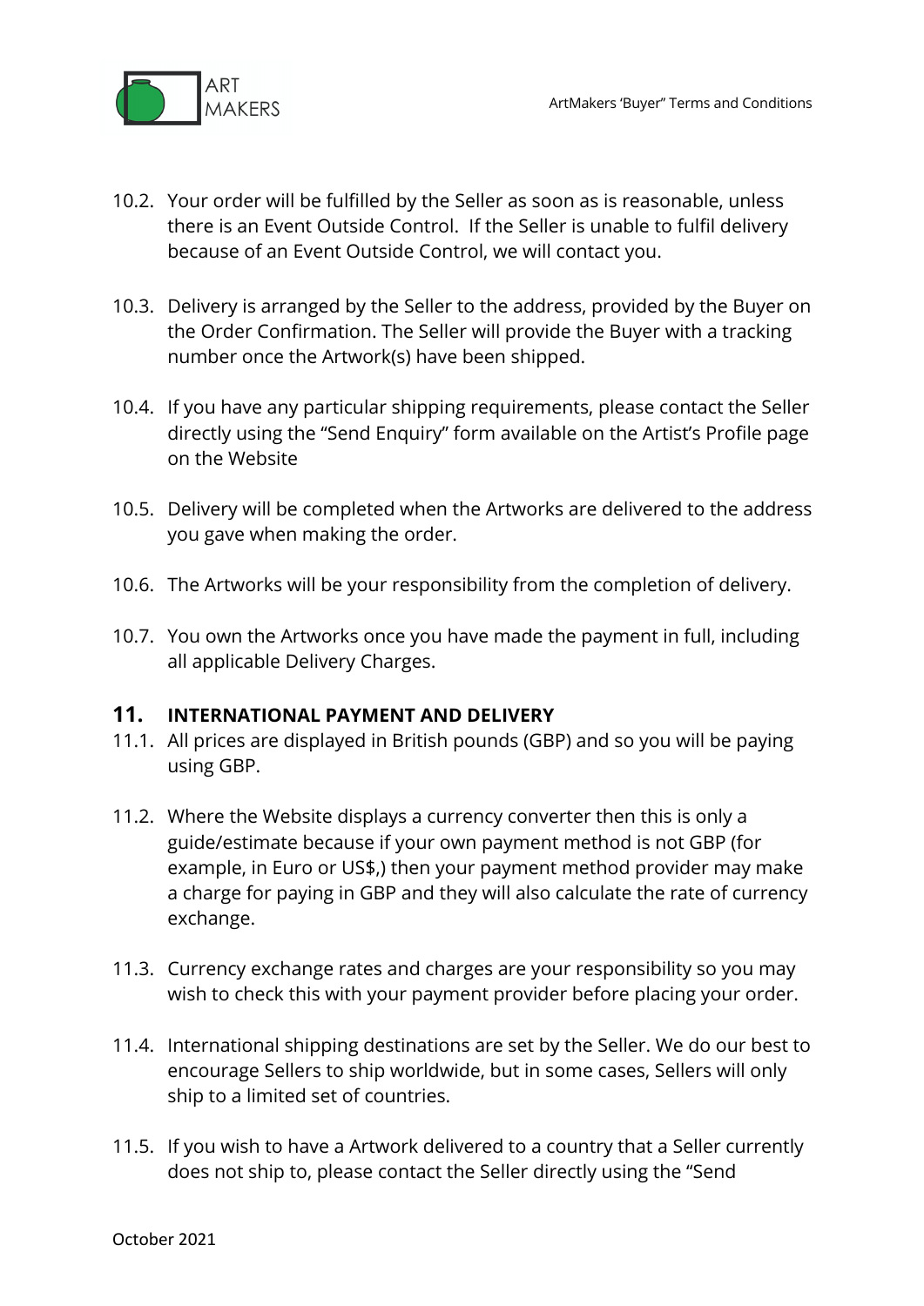10.2. Your order will be fulfilled by the Seller as soon as is reasonable, unless there is an Event Outside Control. If the Seller is unable to fulfil delivery because of an Event Outside Control, we will contact you.

10.3. Delivery is arranged by the Seller to the address, provided by the Buyer on the Order Confirmation. The Seller will provide the Buyer with a tracking number once the Artwork(s) have been shipped.

10.4. If you have any particular shipping requirements, please contact the Seller directly using the "Send Enquiry" form available on the Artist's Profile page on the Website

10.5. Delivery will be completed when the Artworks are delivered to the address you gave when making the order.

10.6. The Artworks will be your responsibility from the completion of delivery.

10.7. You own the Artworks once you have made the payment in full, including all applicable Delivery Charges.

## 11. INTERNATIONAL PAYMENT AND DELIVERY

11.1. All prices are displayed in British pounds (GBP) and so you will be paying using GBP.

11.2. Where the Website displays a currency converter then this is only a guide/estimate because if your own payment method is not GBP (for example, in Euro or US$,) then your payment method provider may make a charge for paying in GBP and they will also calculate the rate of currency exchange.

11.3. Currency exchange rates and charges are your responsibility so you may wish to check this with your payment provider before placing your order.

11.4. International shipping destinations are set by the Seller. We do our best to encourage Sellers to ship worldwide, but in some cases, Sellers will only ship to a limited set of countries.

11.5. If you wish to have a Artwork delivered to a country that a Seller currently does not ship to, please contact the Seller directly using the "Send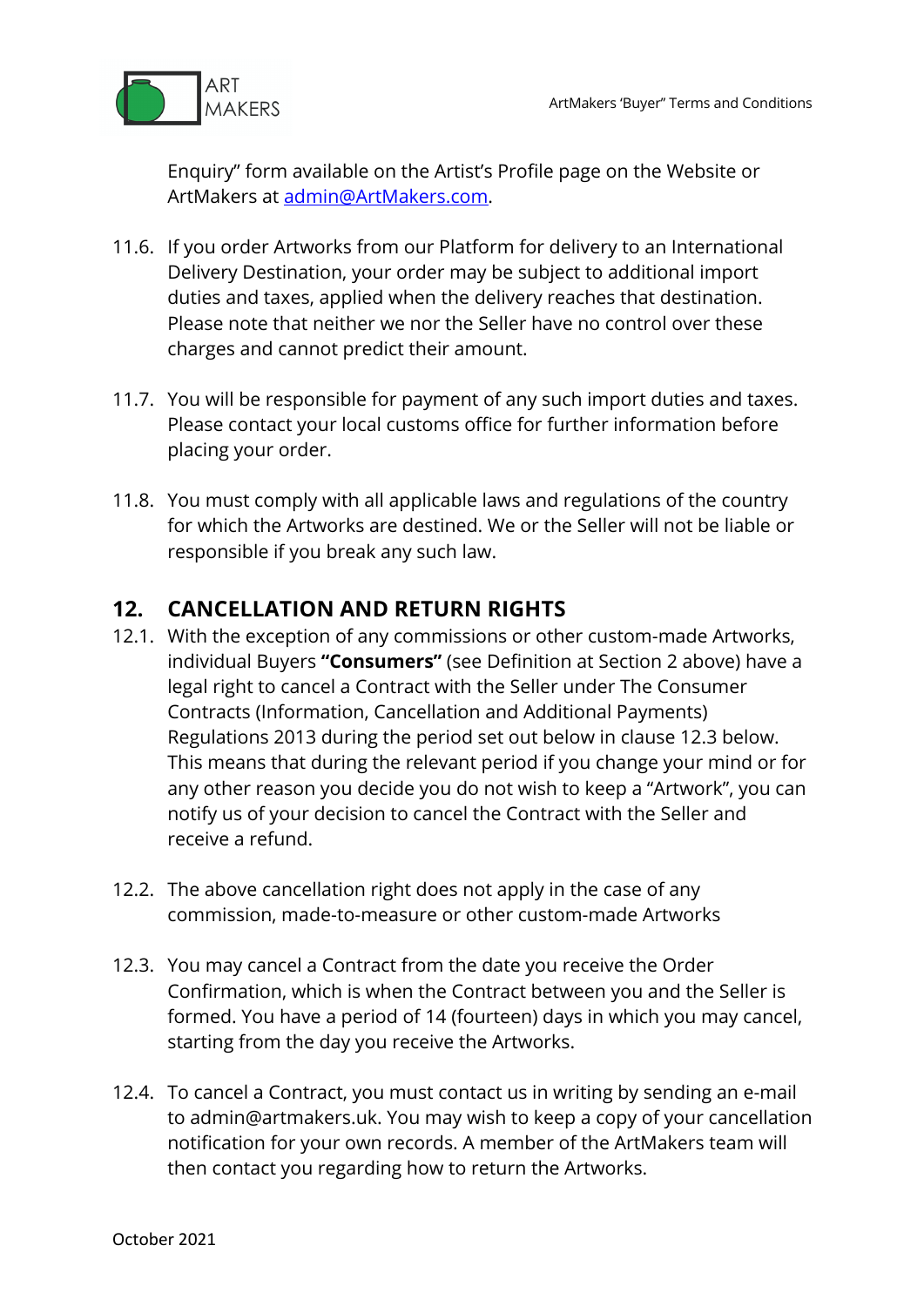Enquiry" form available on the Artist's Profile page on the Website or ArtMakers at [admin@ArtMakers.com](mailto:admin@ArtMakers.com).

11.6. If you order Artworks from our Platform for delivery to an International Delivery Destination, your order may be subject to additional import duties and taxes, applied when the delivery reaches that destination. Please note that neither we nor the Seller have no control over these charges and cannot predict their amount.

11.7. You will be responsible for payment of any such import duties and taxes. Please contact your local customs office for further information before placing your order.

11.8. You must comply with all applicable laws and regulations of the country for which the Artworks are destined. We or the Seller will not be liable or responsible if you break any such law.

## 12. CANCELLATION AND RETURN RIGHTS

12.1. With the exception of any commissions or other custom-made Artworks, individual Buyers **"Consumers"** (see Definition at Section 2 above) have a legal right to cancel a Contract with the Seller under The Consumer Contracts (Information, Cancellation and Additional Payments) Regulations 2013 during the period set out below in clause 12.3 below. This means that during the relevant period if you change your mind or for any other reason you decide you do not wish to keep a "Artwork", you can notify us of your decision to cancel the Contract with the Seller and receive a refund.

12.2. The above cancellation right does not apply in the case of any commission, made-to-measure or other custom-made Artworks

12.3. You may cancel a Contract from the date you receive the Order Confirmation, which is when the Contract between you and the Seller is formed. You have a period of 14 (fourteen) days in which you may cancel, starting from the day you receive the Artworks.

12.4. To cancel a Contract, you must contact us in writing by sending an e-mail to admin@artmakers.uk. You may wish to keep a copy of your cancellation notification for your own records. A member of the ArtMakers team will then contact you regarding how to return the Artworks.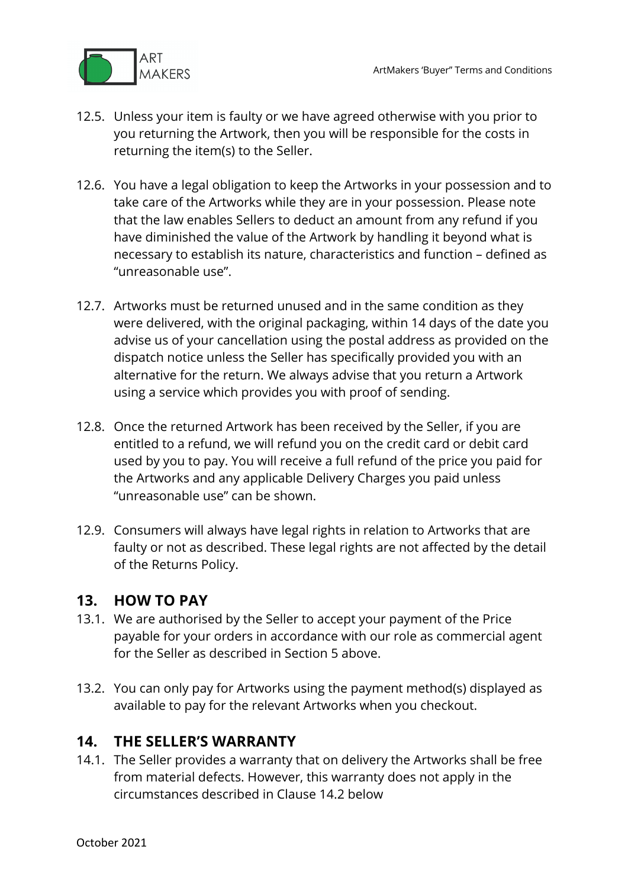12.5. Unless your item is faulty or we have agreed otherwise with you prior to you returning the Artwork, then you will be responsible for the costs in returning the item(s) to the Seller.

12.6. You have a legal obligation to keep the Artworks in your possession and to take care of the Artworks while they are in your possession. Please note that the law enables Sellers to deduct an amount from any refund if you have diminished the value of the Artwork by handling it beyond what is necessary to establish its nature, characteristics and function – defined as "unreasonable use".

12.7. Artworks must be returned unused and in the same condition as they were delivered, with the original packaging, within 14 days of the date you advise us of your cancellation using the postal address as provided on the dispatch notice unless the Seller has specifically provided you with an alternative for the return. We always advise that you return a Artwork using a service which provides you with proof of sending.

12.8. Once the returned Artwork has been received by the Seller, if you are entitled to a refund, we will refund you on the credit card or debit card used by you to pay. You will receive a full refund of the price you paid for the Artworks and any applicable Delivery Charges you paid unless "unreasonable use" can be shown.

12.9. Consumers will always have legal rights in relation to Artworks that are faulty or not as described. These legal rights are not affected by the detail of the Returns Policy.

## 13. HOW TO PAY

13.1. We are authorised by the Seller to accept your payment of the Price payable for your orders in accordance with our role as commercial agent for the Seller as described in Section 5 above.

13.2. You can only pay for Artworks using the payment method(s) displayed as available to pay for the relevant Artworks when you checkout.

## 14. THE SELLER'S WARRANTY

14.1. The Seller provides a warranty that on delivery the Artworks shall be free from material defects. However, this warranty does not apply in the circumstances described in Clause 14.2 below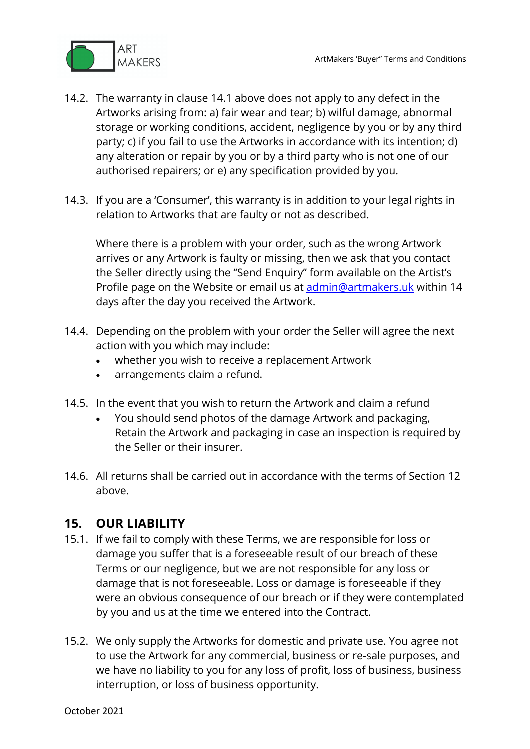14.2. The warranty in clause 14.1 above does not apply to any defect in the Artworks arising from: a) fair wear and tear; b) wilful damage, abnormal storage or working conditions, accident, negligence by you or by any third party; c) if you fail to use the Artworks in accordance with its intention; d) any alteration or repair by you or by a third party who is not one of our authorised repairers; or e) any specification provided by you.

14.3. If you are a 'Consumer', this warranty is in addition to your legal rights in relation to Artworks that are faulty or not as described.

Where there is a problem with your order, such as the wrong Artwork arrives or any Artwork is faulty or missing, then we ask that you contact the Seller directly using the "Send Enquiry" form available on the Artist's Profile page on the Website or email us at admin@artmakers.uk within 14 days after the day you received the Artwork.

14.4. Depending on the problem with your order the Seller will agree the next action with you which may include:

- whether you wish to receive a replacement Artwork
- arrangements claim a refund.

14.5. In the event that you wish to return the Artwork and claim a refund

- You should send photos of the damage Artwork and packaging, Retain the Artwork and packaging in case an inspection is required by the Seller or their insurer.

14.6. All returns shall be carried out in accordance with the terms of Section 12 above.

## 15. OUR LIABILITY

15.1. If we fail to comply with these Terms, we are responsible for loss or damage you suffer that is a foreseeable result of our breach of these Terms or our negligence, but we are not responsible for any loss or damage that is not foreseeable. Loss or damage is foreseeable if they were an obvious consequence of our breach or if they were contemplated by you and us at the time we entered into the Contract.

15.2. We only supply the Artworks for domestic and private use. You agree not to use the Artwork for any commercial, business or re-sale purposes, and we have no liability to you for any loss of profit, loss of business, business interruption, or loss of business opportunity.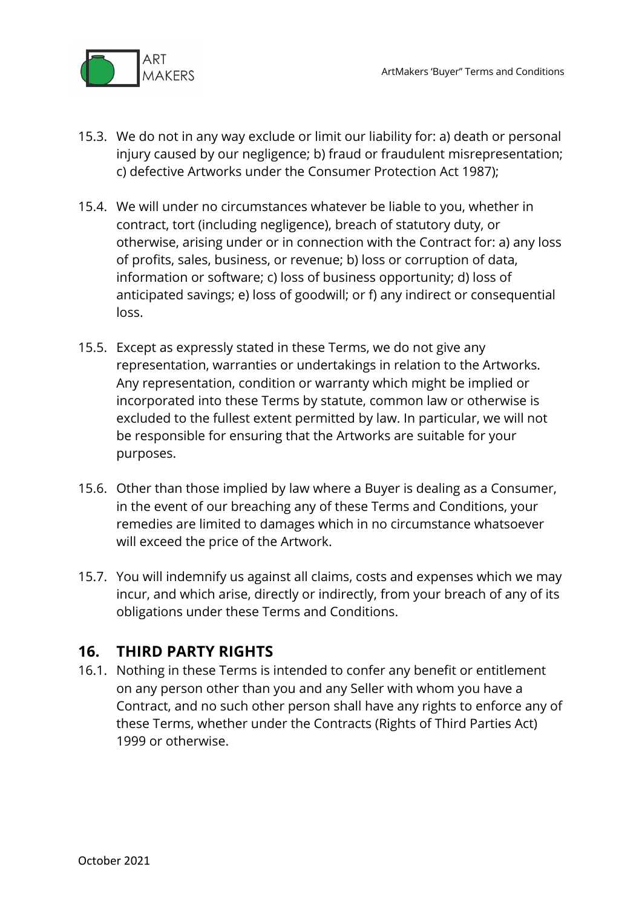15.3. We do not in any way exclude or limit our liability for: a) death or personal injury caused by our negligence; b) fraud or fraudulent misrepresentation; c) defective Artworks under the Consumer Protection Act 1987);

15.4. We will under no circumstances whatever be liable to you, whether in contract, tort (including negligence), breach of statutory duty, or otherwise, arising under or in connection with the Contract for: a) any loss of profits, sales, business, or revenue; b) loss or corruption of data, information or software; c) loss of business opportunity; d) loss of anticipated savings; e) loss of goodwill; or f) any indirect or consequential loss.

15.5. Except as expressly stated in these Terms, we do not give any representation, warranties or undertakings in relation to the Artworks. Any representation, condition or warranty which might be implied or incorporated into these Terms by statute, common law or otherwise is excluded to the fullest extent permitted by law. In particular, we will not be responsible for ensuring that the Artworks are suitable for your purposes.

15.6. Other than those implied by law where a Buyer is dealing as a Consumer, in the event of our breaching any of these Terms and Conditions, your remedies are limited to damages which in no circumstance whatsoever will exceed the price of the Artwork.

15.7. You will indemnify us against all claims, costs and expenses which we may incur, and which arise, directly or indirectly, from your breach of any of its obligations under these Terms and Conditions.

## 16. THIRD PARTY RIGHTS

16.1. Nothing in these Terms is intended to confer any benefit or entitlement on any person other than you and any Seller with whom you have a Contract, and no such other person shall have any rights to enforce any of these Terms, whether under the Contracts (Rights of Third Parties Act) 1999 or otherwise.

October 2021